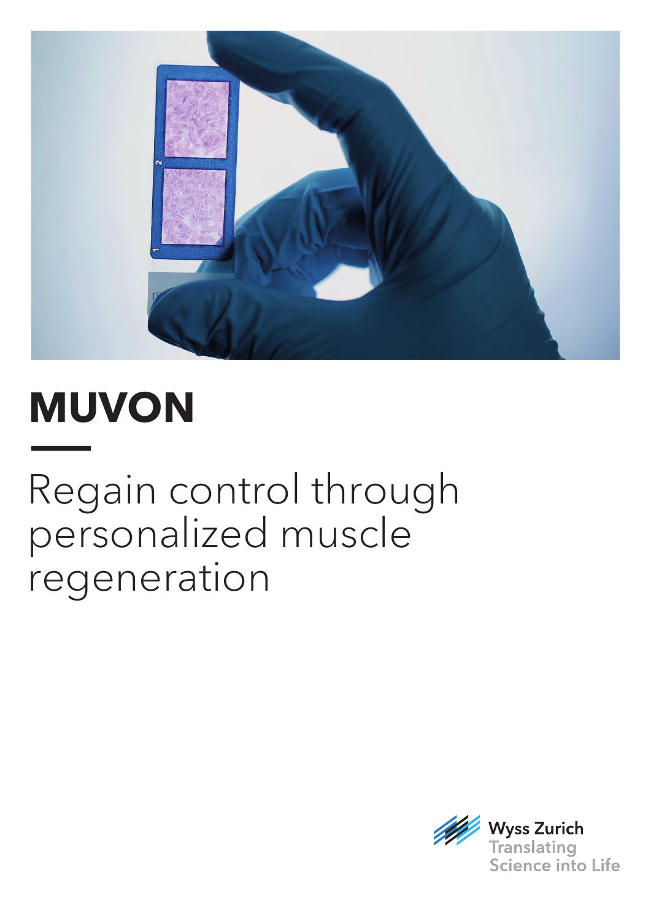# MUVON

Regain control through personalized muscle regeneration

Wyss Zurich
Translating Science into Life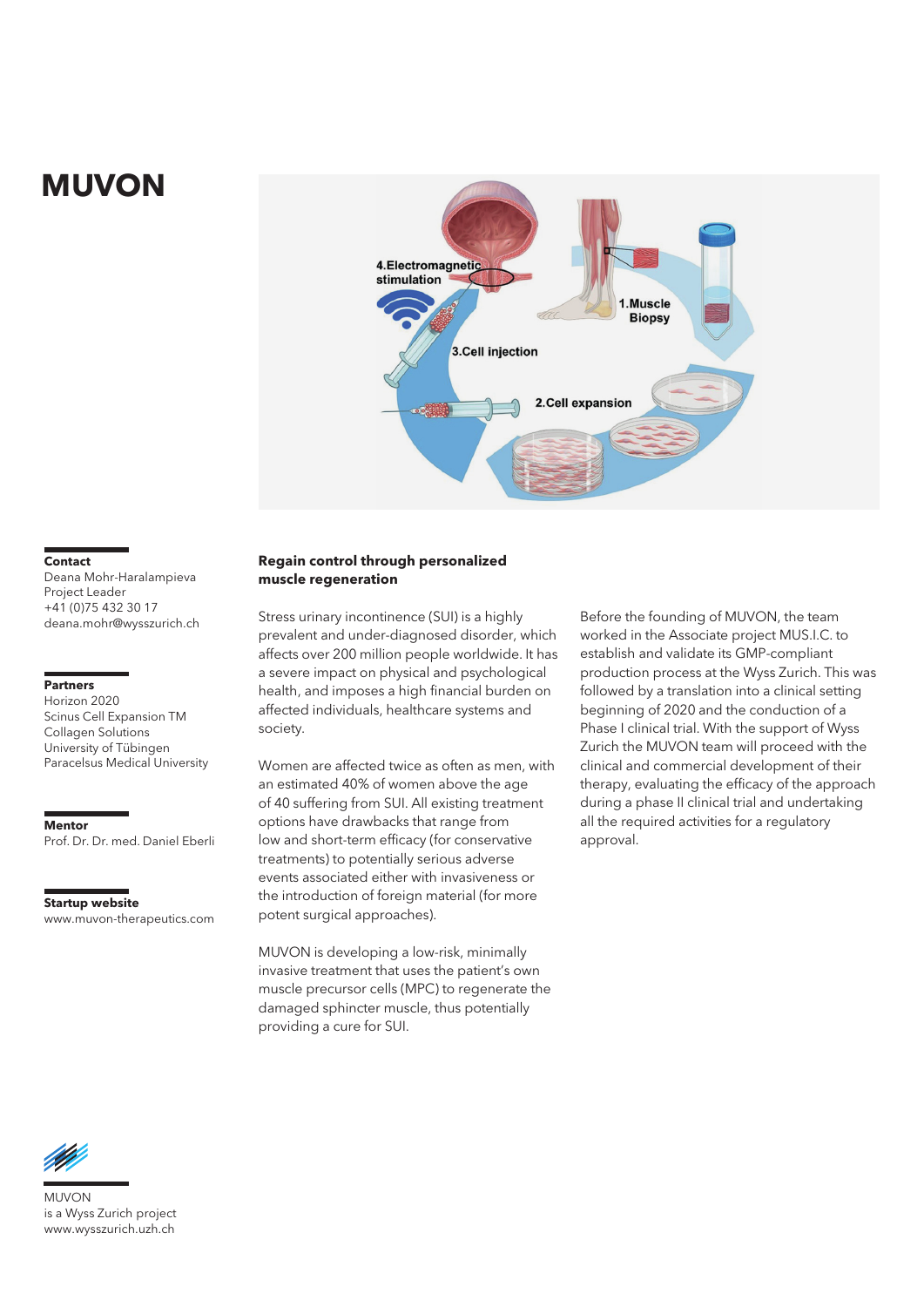# MUVON

4.Electromagnetic stimulation

1.Muscle Biopsy

3.Cell injection

2.Cell expansion

**Contact**
Deana Mohr-Haralampieva
Project Leader
+41 (0)75 432 30 17
deana.mohr@wysszurich.ch

**Partners**
Horizon 2020
Scinus Cell Expansion TM
Collagen Solutions
University of Tübingen
Paracelsus Medical University

**Mentor**
Prof. Dr. Dr. med. Daniel Eberli

**Startup website**
www.muvon-therapeutics.com

## Regain control through personalized muscle regeneration

Stress urinary incontinence (SUI) is a highly prevalent and under-diagnosed disorder, which affects over 200 million people worldwide. It has a severe impact on physical and psychological health, and imposes a high financial burden on affected individuals, healthcare systems and society.

Women are affected twice as often as men, with an estimated 40% of women above the age of 40 suffering from SUI. All existing treatment options have drawbacks that range from low and short-term efficacy (for conservative treatments) to potentially serious adverse events associated either with invasiveness or the introduction of foreign material (for more potent surgical approaches).

MUVON is developing a low-risk, minimally invasive treatment that uses the patient's own muscle precursor cells (MPC) to regenerate the damaged sphincter muscle, thus potentially providing a cure for SUI.

Before the founding of MUVON, the team worked in the Associate project MUS.I.C. to establish and validate its GMP-compliant production process at the Wyss Zurich. This was followed by a translation into a clinical setting beginning of 2020 and the conduction of a Phase I clinical trial. With the support of Wyss Zurich the MUVON team will proceed with the clinical and commercial development of their therapy, evaluating the efficacy of the approach during a phase II clinical trial and undertaking all the required activities for a regulatory approval.

MUVON
is a Wyss Zurich project
www.wysszurich.uzh.ch